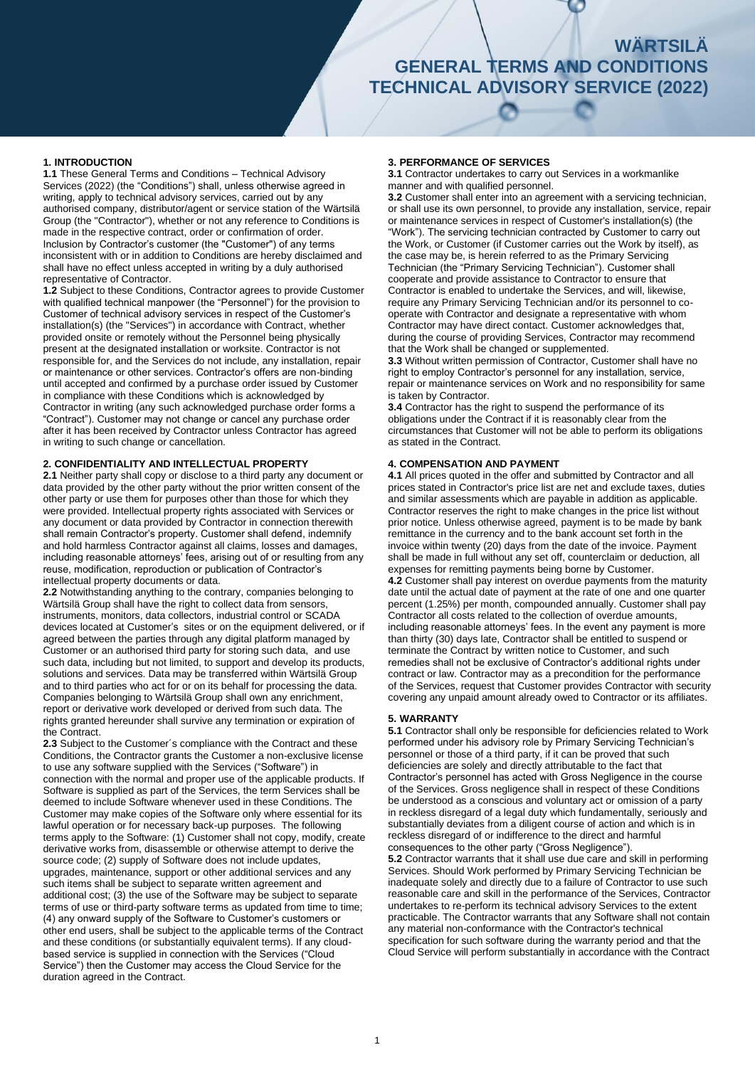# WÄRTSILÄ GENERAL TERMS AND CONDITIONS TECHNICAL ADVISORY SERVICE (2022)

## 1. INTRODUCTION

**1.1** These General Terms and Conditions – Technical Advisory Services (2022) (the "Conditions") shall, unless otherwise agreed in writing, apply to technical advisory services, carried out by any authorised company, distributor/agent or service station of the Wärtsilä Group (the "Contractor"), whether or not any reference to Conditions is made in the respective contract, order or confirmation of order. Inclusion by Contractor's customer (the "Customer") of any terms inconsistent with or in addition to Conditions are hereby disclaimed and shall have no effect unless accepted in writing by a duly authorised representative of Contractor.

**1.2** Subject to these Conditions, Contractor agrees to provide Customer with qualified technical manpower (the "Personnel") for the provision to Customer of technical advisory services in respect of the Customer's installation(s) (the "Services") in accordance with Contract, whether provided onsite or remotely without the Personnel being physically present at the designated installation or worksite. Contractor is not responsible for, and the Services do not include, any installation, repair or maintenance or other services. Contractor's offers are non-binding until accepted and confirmed by a purchase order issued by Customer in compliance with these Conditions which is acknowledged by Contractor in writing (any such acknowledged purchase order forms a "Contract"). Customer may not change or cancel any purchase order after it has been received by Contractor unless Contractor has agreed in writing to such change or cancellation.

## 2. CONFIDENTIALITY AND INTELLECTUAL PROPERTY

**2.1** Neither party shall copy or disclose to a third party any document or data provided by the other party without the prior written consent of the other party or use them for purposes other than those for which they were provided. Intellectual property rights associated with Services or any document or data provided by Contractor in connection therewith shall remain Contractor's property. Customer shall defend, indemnify and hold harmless Contractor against all claims, losses and damages, including reasonable attorneys' fees, arising out of or resulting from any reuse, modification, reproduction or publication of Contractor's intellectual property documents or data.

**2.2** Notwithstanding anything to the contrary, companies belonging to Wärtsilä Group shall have the right to collect data from sensors, instruments, monitors, data collectors, industrial control or SCADA devices located at Customer's sites or on the equipment delivered, or if agreed between the parties through any digital platform managed by Customer or an authorised third party for storing such data, and use such data, including but not limited, to support and develop its products, solutions and services. Data may be transferred within Wärtsilä Group and to third parties who act for or on its behalf for processing the data. Companies belonging to Wärtsilä Group shall own any enrichment, report or derivative work developed or derived from such data. The rights granted hereunder shall survive any termination or expiration of the Contract.

**2.3** Subject to the Customer´s compliance with the Contract and these Conditions, the Contractor grants the Customer a non-exclusive license to use any software supplied with the Services ("Software") in connection with the normal and proper use of the applicable products. If Software is supplied as part of the Services, the term Services shall be deemed to include Software whenever used in these Conditions. The Customer may make copies of the Software only where essential for its lawful operation or for necessary back-up purposes. The following terms apply to the Software: (1) Customer shall not copy, modify, create derivative works from, disassemble or otherwise attempt to derive the source code; (2) supply of Software does not include updates, upgrades, maintenance, support or other additional services and any such items shall be subject to separate written agreement and additional cost; (3) the use of the Software may be subject to separate terms of use or third-party software terms as updated from time to time; (4) any onward supply of the Software to Customer's customers or other end users, shall be subject to the applicable terms of the Contract and these conditions (or substantially equivalent terms). If any cloud-based service is supplied in connection with the Services ("Cloud Service") then the Customer may access the Cloud Service for the duration agreed in the Contract.

## 3. PERFORMANCE OF SERVICES

**3.1** Contractor undertakes to carry out Services in a workmanlike manner and with qualified personnel.

**3.2** Customer shall enter into an agreement with a servicing technician, or shall use its own personnel, to provide any installation, service, repair or maintenance services in respect of Customer's installation(s) (the "Work"). The servicing technician contracted by Customer to carry out the Work, or Customer (if Customer carries out the Work by itself), as the case may be, is herein referred to as the Primary Servicing Technician (the "Primary Servicing Technician"). Customer shall cooperate and provide assistance to Contractor to ensure that Contractor is enabled to undertake the Services, and will, likewise, require any Primary Servicing Technician and/or its personnel to co-operate with Contractor and designate a representative with whom Contractor may have direct contact. Customer acknowledges that, during the course of providing Services, Contractor may recommend that the Work shall be changed or supplemented.

**3.3** Without written permission of Contractor, Customer shall have no right to employ Contractor's personnel for any installation, service, repair or maintenance services on Work and no responsibility for same is taken by Contractor.

**3.4** Contractor has the right to suspend the performance of its obligations under the Contract if it is reasonably clear from the circumstances that Customer will not be able to perform its obligations as stated in the Contract.

## 4. COMPENSATION AND PAYMENT

**4.1** All prices quoted in the offer and submitted by Contractor and all prices stated in Contractor's price list are net and exclude taxes, duties and similar assessments which are payable in addition as applicable. Contractor reserves the right to make changes in the price list without prior notice. Unless otherwise agreed, payment is to be made by bank remittance in the currency and to the bank account set forth in the invoice within twenty (20) days from the date of the invoice. Payment shall be made in full without any set off, counterclaim or deduction, all expenses for remitting payments being borne by Customer.

**4.2** Customer shall pay interest on overdue payments from the maturity date until the actual date of payment at the rate of one and one quarter percent (1.25%) per month, compounded annually. Customer shall pay Contractor all costs related to the collection of overdue amounts, including reasonable attorneys' fees. In the event any payment is more than thirty (30) days late, Contractor shall be entitled to suspend or terminate the Contract by written notice to Customer, and such remedies shall not be exclusive of Contractor's additional rights under contract or law. Contractor may as a precondition for the performance of the Services, request that Customer provides Contractor with security covering any unpaid amount already owed to Contractor or its affiliates.

## 5. WARRANTY

**5.1** Contractor shall only be responsible for deficiencies related to Work performed under his advisory role by Primary Servicing Technician's personnel or those of a third party, if it can be proved that such deficiencies are solely and directly attributable to the fact that Contractor's personnel has acted with Gross Negligence in the course of the Services. Gross negligence shall in respect of these Conditions be understood as a conscious and voluntary act or omission of a party in reckless disregard of a legal duty which fundamentally, seriously and substantially deviates from a diligent course of action and which is in reckless disregard of or indifference to the direct and harmful consequences to the other party ("Gross Negligence").

**5.2** Contractor warrants that it shall use due care and skill in performing Services. Should Work performed by Primary Servicing Technician be inadequate solely and directly due to a failure of Contractor to use such reasonable care and skill in the performance of the Services, Contractor undertakes to re-perform its technical advisory Services to the extent practicable. The Contractor warrants that any Software shall not contain any material non-conformance with the Contractor's technical specification for such software during the warranty period and that the Cloud Service will perform substantially in accordance with the Contract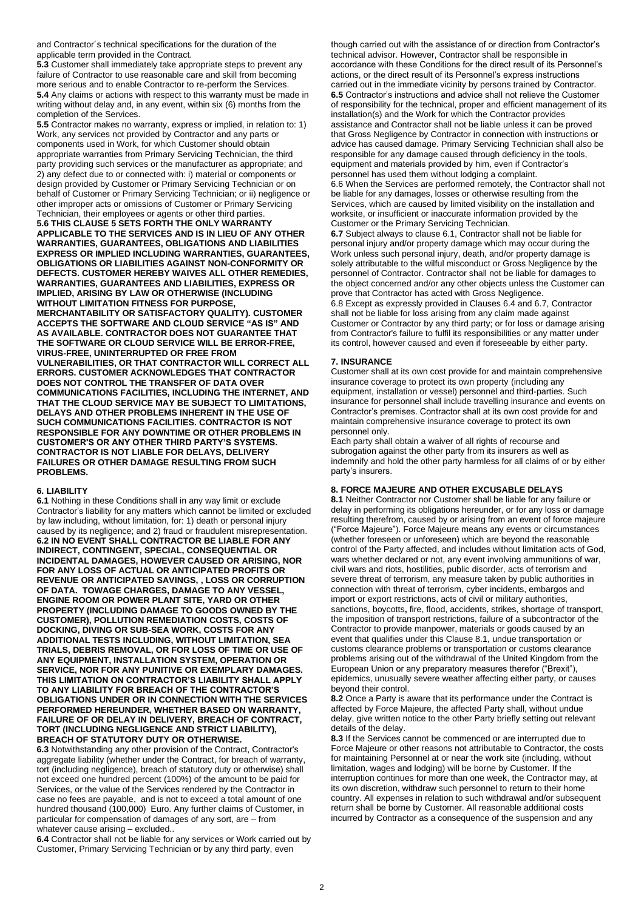and Contractor´s technical specifications for the duration of the applicable term provided in the Contract.

**5.3** Customer shall immediately take appropriate steps to prevent any failure of Contractor to use reasonable care and skill from becoming more serious and to enable Contractor to re-perform the Services.

**5.4** Any claims or actions with respect to this warranty must be made in writing without delay and, in any event, within six (6) months from the completion of the Services.

**5.5** Contractor makes no warranty, express or implied, in relation to: 1) Work, any services not provided by Contractor and any parts or components used in Work, for which Customer should obtain appropriate warranties from Primary Servicing Technician, the third party providing such services or the manufacturer as appropriate; and 2) any defect due to or connected with: i) material or components or design provided by Customer or Primary Servicing Technician or on behalf of Customer or Primary Servicing Technician; or ii) negligence or other improper acts or omissions of Customer or Primary Servicing Technician, their employees or agents or other third parties.

**5.6 THIS CLAUSE 5 SETS FORTH THE ONLY WARRANTY APPLICABLE TO THE SERVICES AND IS IN LIEU OF ANY OTHER WARRANTIES, GUARANTEES, OBLIGATIONS AND LIABILITIES EXPRESS OR IMPLIED INCLUDING WARRANTIES, GUARANTEES, OBLIGATIONS OR LIABILITIES AGAINST NON-CONFORMITY OR DEFECTS. CUSTOMER HEREBY WAIVES ALL OTHER REMEDIES, WARRANTIES, GUARANTEES AND LIABILITIES, EXPRESS OR IMPLIED, ARISING BY LAW OR OTHERWISE (INCLUDING WITHOUT LIMITATION FITNESS FOR PURPOSE, MERCHANTABILITY OR SATISFACTORY QUALITY). CUSTOMER ACCEPTS THE SOFTWARE AND CLOUD SERVICE "AS IS" AND AS AVAILABLE. CONTRACTOR DOES NOT GUARANTEE THAT THE SOFTWARE OR CLOUD SERVICE WILL BE ERROR-FREE, VIRUS-FREE, UNINTERRUPTED OR FREE FROM VULNERABILITIES, OR THAT CONTRACTOR WILL CORRECT ALL ERRORS. CUSTOMER ACKNOWLEDGES THAT CONTRACTOR DOES NOT CONTROL THE TRANSFER OF DATA OVER COMMUNICATIONS FACILITIES, INCLUDING THE INTERNET, AND THAT THE CLOUD SERVICE MAY BE SUBJECT TO LIMITATIONS, DELAYS AND OTHER PROBLEMS INHERENT IN THE USE OF SUCH COMMUNICATIONS FACILITIES. CONTRACTOR IS NOT RESPONSIBLE FOR ANY DOWNTIME OR OTHER PROBLEMS IN CUSTOMER'S OR ANY OTHER THIRD PARTY'S SYSTEMS. CONTRACTOR IS NOT LIABLE FOR DELAYS, DELIVERY FAILURES OR OTHER DAMAGE RESULTING FROM SUCH PROBLEMS.**

## 6. LIABILITY

**6.1** Nothing in these Conditions shall in any way limit or exclude Contractor's liability for any matters which cannot be limited or excluded by law including, without limitation, for: 1) death or personal injury caused by its negligence; and 2) fraud or fraudulent misrepresentation.

**6.2 IN NO EVENT SHALL CONTRACTOR BE LIABLE FOR ANY INDIRECT, CONTINGENT, SPECIAL, CONSEQUENTIAL OR INCIDENTAL DAMAGES, HOWEVER CAUSED OR ARISING, NOR FOR ANY LOSS OF ACTUAL OR ANTICIPATED PROFITS OR REVENUE OR ANTICIPATED SAVINGS, , LOSS OR CORRUPTION OF DATA. TOWAGE CHARGES, DAMAGE TO ANY VESSEL, ENGINE ROOM OR POWER PLANT SITE, YARD OR OTHER PROPERTY (INCLUDING DAMAGE TO GOODS OWNED BY THE CUSTOMER), POLLUTION REMEDIATION COSTS, COSTS OF DOCKING, DIVING OR SUB-SEA WORK, COSTS FOR ANY ADDITIONAL TESTS INCLUDING, WITHOUT LIMITATION, SEA TRIALS, DEBRIS REMOVAL, OR FOR LOSS OF TIME OR USE OF ANY EQUIPMENT, INSTALLATION SYSTEM, OPERATION OR SERVICE, NOR FOR ANY PUNITIVE OR EXEMPLARY DAMAGES. THIS LIMITATION ON CONTRACTOR'S LIABILITY SHALL APPLY TO ANY LIABILITY FOR BREACH OF THE CONTRACTOR'S OBLIGATIONS UNDER OR IN CONNECTION WITH THE SERVICES PERFORMED HEREUNDER, WHETHER BASED ON WARRANTY, FAILURE OF OR DELAY IN DELIVERY, BREACH OF CONTRACT, TORT (INCLUDING NEGLIGENCE AND STRICT LIABILITY), BREACH OF STATUTORY DUTY OR OTHERWISE.**

**6.3** Notwithstanding any other provision of the Contract, Contractor's aggregate liability (whether under the Contract, for breach of warranty, tort (including negligence), breach of statutory duty or otherwise) shall not exceed one hundred percent (100%) of the amount to be paid for Services, or the value of the Services rendered by the Contractor in case no fees are payable, and is not to exceed a total amount of one hundred thousand (100,000) Euro. Any further claims of Customer, in particular for compensation of damages of any sort, are – from whatever cause arising – excluded..

**6.4** Contractor shall not be liable for any services or Work carried out by Customer, Primary Servicing Technician or by any third party, even though carried out with the assistance of or direction from Contractor's technical advisor. However, Contractor shall be responsible in accordance with these Conditions for the direct result of its Personnel's actions, or the direct result of its Personnel's express instructions carried out in the immediate vicinity by persons trained by Contractor.

**6.5** Contractor's instructions and advice shall not relieve the Customer of responsibility for the technical, proper and efficient management of its installation(s) and the Work for which the Contractor provides assistance and Contractor shall not be liable unless it can be proved that Gross Negligence by Contractor in connection with instructions or advice has caused damage. Primary Servicing Technician shall also be responsible for any damage caused through deficiency in the tools, equipment and materials provided by him, even if Contractor's personnel has used them without lodging a complaint.

6.6 When the Services are performed remotely, the Contractor shall not be liable for any damages, losses or otherwise resulting from the Services, which are caused by limited visibility on the installation and worksite, or insufficient or inaccurate information provided by the Customer or the Primary Servicing Technician.

**6.7** Subject always to clause 6.1, Contractor shall not be liable for personal injury and/or property damage which may occur during the Work unless such personal injury, death, and/or property damage is solely attributable to the wilful misconduct or Gross Negligence by the personnel of Contractor. Contractor shall not be liable for damages to the object concerned and/or any other objects unless the Customer can prove that Contractor has acted with Gross Negligence.

6.8 Except as expressly provided in Clauses 6.4 and 6.7, Contractor shall not be liable for loss arising from any claim made against Customer or Contractor by any third party; or for loss or damage arising from Contractor's failure to fulfil its responsibilities or any matter under its control, however caused and even if foreseeable by either party.

## 7. INSURANCE

Customer shall at its own cost provide for and maintain comprehensive insurance coverage to protect its own property (including any equipment, installation or vessel) personnel and third-parties. Such insurance for personnel shall include travelling insurance and events on Contractor's premises. Contractor shall at its own cost provide for and maintain comprehensive insurance coverage to protect its own personnel only.

Each party shall obtain a waiver of all rights of recourse and subrogation against the other party from its insurers as well as indemnify and hold the other party harmless for all claims of or by either party's insurers.

## 8. FORCE MAJEURE AND OTHER EXCUSABLE DELAYS

**8.1** Neither Contractor nor Customer shall be liable for any failure or delay in performing its obligations hereunder, or for any loss or damage resulting therefrom, caused by or arising from an event of force majeure ("Force Majeure"). Force Majeure means any events or circumstances (whether foreseen or unforeseen) which are beyond the reasonable control of the Party affected, and includes without limitation acts of God, wars whether declared or not, any event involving ammunitions of war, civil wars and riots, hostilities, public disorder, acts of terrorism and severe threat of terrorism, any measure taken by public authorities in connection with threat of terrorism, cyber incidents, embargos and import or export restrictions, acts of civil or military authorities, sanctions, boycotts**,** fire, flood, accidents, strikes, shortage of transport, the imposition of transport restrictions, failure of a subcontractor of the Contractor to provide manpower, materials or goods caused by an event that qualifies under this Clause 8.1, undue transportation or customs clearance problems or transportation or customs clearance problems arising out of the withdrawal of the United Kingdom from the European Union or any preparatory measures therefor ("Brexit"), epidemics, unusually severe weather affecting either party, or causes beyond their control.

**8.2** Once a Party is aware that its performance under the Contract is affected by Force Majeure, the affected Party shall, without undue delay, give written notice to the other Party briefly setting out relevant details of the delay.

**8.3** If the Services cannot be commenced or are interrupted due to Force Majeure or other reasons not attributable to Contractor, the costs for maintaining Personnel at or near the work site (including, without limitation, wages and lodging) will be borne by Customer. If the interruption continues for more than one week, the Contractor may, at its own discretion, withdraw such personnel to return to their home country. All expenses in relation to such withdrawal and/or subsequent return shall be borne by Customer. All reasonable additional costs incurred by Contractor as a consequence of the suspension and any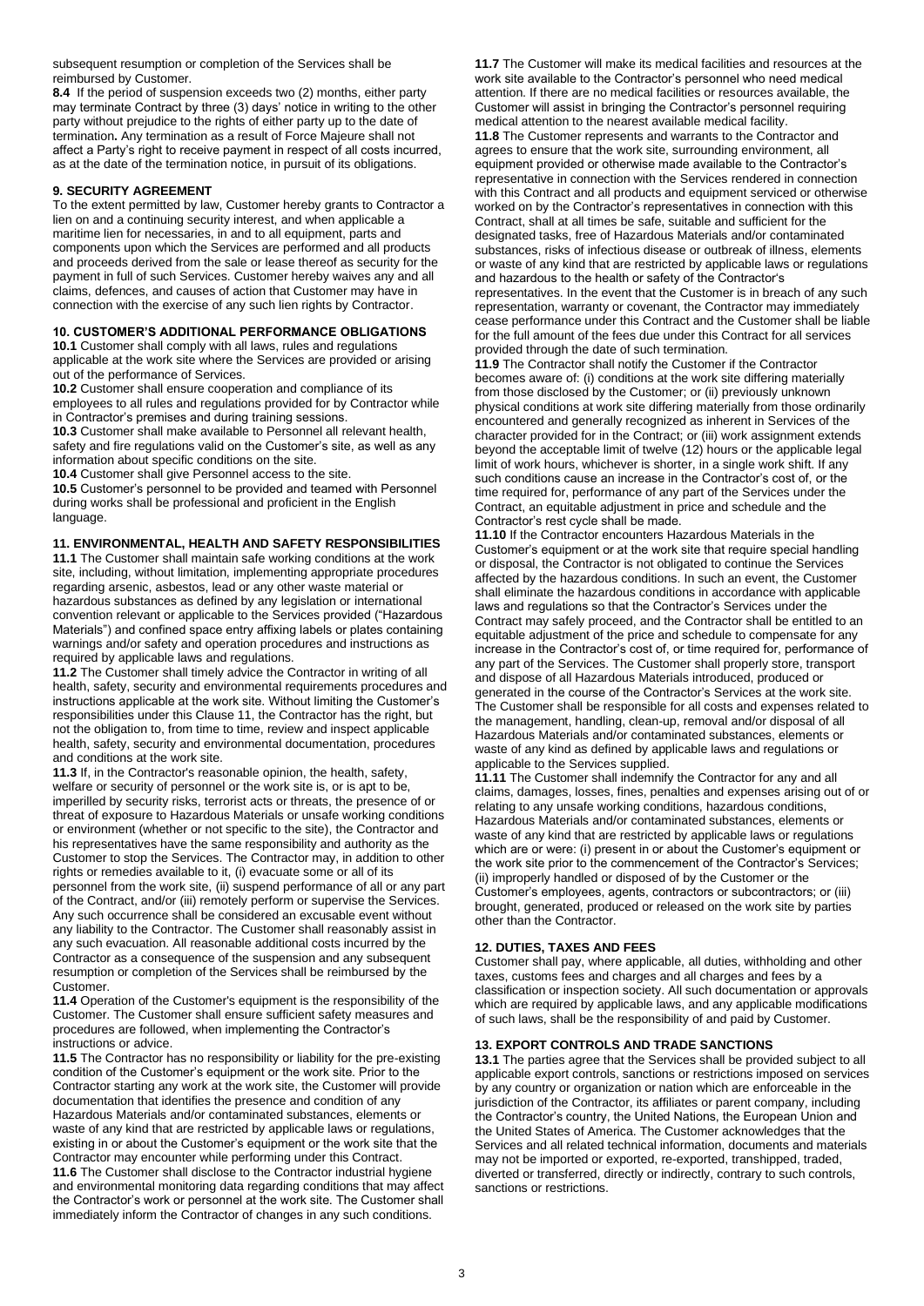subsequent resumption or completion of the Services shall be reimbursed by Customer.

**8.4** If the period of suspension exceeds two (2) months, either party may terminate Contract by three (3) days' notice in writing to the other party without prejudice to the rights of either party up to the date of termination**.** Any termination as a result of Force Majeure shall not affect a Party's right to receive payment in respect of all costs incurred, as at the date of the termination notice, in pursuit of its obligations.

## 9. SECURITY AGREEMENT

To the extent permitted by law, Customer hereby grants to Contractor a lien on and a continuing security interest, and when applicable a maritime lien for necessaries, in and to all equipment, parts and components upon which the Services are performed and all products and proceeds derived from the sale or lease thereof as security for the payment in full of such Services. Customer hereby waives any and all claims, defences, and causes of action that Customer may have in connection with the exercise of any such lien rights by Contractor.

## 10. CUSTOMER'S ADDITIONAL PERFORMANCE OBLIGATIONS

**10.1** Customer shall comply with all laws, rules and regulations applicable at the work site where the Services are provided or arising out of the performance of Services.

**10.2** Customer shall ensure cooperation and compliance of its employees to all rules and regulations provided for by Contractor while in Contractor's premises and during training sessions.

**10.3** Customer shall make available to Personnel all relevant health, safety and fire regulations valid on the Customer's site, as well as any information about specific conditions on the site.

**10.4** Customer shall give Personnel access to the site.

**10.5** Customer's personnel to be provided and teamed with Personnel during works shall be professional and proficient in the English language.

## 11. ENVIRONMENTAL, HEALTH AND SAFETY RESPONSIBILITIES

**11.1** The Customer shall maintain safe working conditions at the work site, including, without limitation, implementing appropriate procedures regarding arsenic, asbestos, lead or any other waste material or hazardous substances as defined by any legislation or international convention relevant or applicable to the Services provided ("Hazardous Materials") and confined space entry affixing labels or plates containing warnings and/or safety and operation procedures and instructions as required by applicable laws and regulations.

**11.2** The Customer shall timely advice the Contractor in writing of all health, safety, security and environmental requirements procedures and instructions applicable at the work site. Without limiting the Customer's responsibilities under this Clause 11, the Contractor has the right, but not the obligation to, from time to time, review and inspect applicable health, safety, security and environmental documentation, procedures and conditions at the work site.

**11.3** If, in the Contractor's reasonable opinion, the health, safety, welfare or security of personnel or the work site is, or is apt to be, imperilled by security risks, terrorist acts or threats, the presence of or threat of exposure to Hazardous Materials or unsafe working conditions or environment (whether or not specific to the site), the Contractor and his representatives have the same responsibility and authority as the Customer to stop the Services. The Contractor may, in addition to other rights or remedies available to it, (i) evacuate some or all of its personnel from the work site, (ii) suspend performance of all or any part of the Contract, and/or (iii) remotely perform or supervise the Services. Any such occurrence shall be considered an excusable event without any liability to the Contractor. The Customer shall reasonably assist in any such evacuation. All reasonable additional costs incurred by the Contractor as a consequence of the suspension and any subsequent resumption or completion of the Services shall be reimbursed by the Customer.

**11.4** Operation of the Customer's equipment is the responsibility of the Customer. The Customer shall ensure sufficient safety measures and procedures are followed, when implementing the Contractor's instructions or advice.

**11.5** The Contractor has no responsibility or liability for the pre-existing condition of the Customer's equipment or the work site. Prior to the Contractor starting any work at the work site, the Customer will provide documentation that identifies the presence and condition of any Hazardous Materials and/or contaminated substances, elements or waste of any kind that are restricted by applicable laws or regulations, existing in or about the Customer's equipment or the work site that the Contractor may encounter while performing under this Contract.

**11.6** The Customer shall disclose to the Contractor industrial hygiene and environmental monitoring data regarding conditions that may affect the Contractor's work or personnel at the work site. The Customer shall immediately inform the Contractor of changes in any such conditions.

**11.7** The Customer will make its medical facilities and resources at the work site available to the Contractor's personnel who need medical attention. If there are no medical facilities or resources available, the Customer will assist in bringing the Contractor's personnel requiring medical attention to the nearest available medical facility.

**11.8** The Customer represents and warrants to the Contractor and agrees to ensure that the work site, surrounding environment, all equipment provided or otherwise made available to the Contractor's representative in connection with the Services rendered in connection with this Contract and all products and equipment serviced or otherwise worked on by the Contractor's representatives in connection with this Contract, shall at all times be safe, suitable and sufficient for the designated tasks, free of Hazardous Materials and/or contaminated substances, risks of infectious disease or outbreak of illness, elements or waste of any kind that are restricted by applicable laws or regulations and hazardous to the health or safety of the Contractor's representatives. In the event that the Customer is in breach of any such representation, warranty or covenant, the Contractor may immediately cease performance under this Contract and the Customer shall be liable for the full amount of the fees due under this Contract for all services provided through the date of such termination.

**11.9** The Contractor shall notify the Customer if the Contractor becomes aware of: (i) conditions at the work site differing materially from those disclosed by the Customer; or (ii) previously unknown physical conditions at work site differing materially from those ordinarily encountered and generally recognized as inherent in Services of the character provided for in the Contract; or (iii) work assignment extends beyond the acceptable limit of twelve (12) hours or the applicable legal limit of work hours, whichever is shorter, in a single work shift. If any such conditions cause an increase in the Contractor's cost of, or the time required for, performance of any part of the Services under the Contract, an equitable adjustment in price and schedule and the Contractor's rest cycle shall be made.

**11.10** If the Contractor encounters Hazardous Materials in the Customer's equipment or at the work site that require special handling or disposal, the Contractor is not obligated to continue the Services affected by the hazardous conditions. In such an event, the Customer shall eliminate the hazardous conditions in accordance with applicable laws and regulations so that the Contractor's Services under the Contract may safely proceed, and the Contractor shall be entitled to an equitable adjustment of the price and schedule to compensate for any increase in the Contractor's cost of, or time required for, performance of any part of the Services. The Customer shall properly store, transport and dispose of all Hazardous Materials introduced, produced or generated in the course of the Contractor's Services at the work site. The Customer shall be responsible for all costs and expenses related to the management, handling, clean-up, removal and/or disposal of all Hazardous Materials and/or contaminated substances, elements or waste of any kind as defined by applicable laws and regulations or applicable to the Services supplied.

**11.11** The Customer shall indemnify the Contractor for any and all claims, damages, losses, fines, penalties and expenses arising out of or relating to any unsafe working conditions, hazardous conditions, Hazardous Materials and/or contaminated substances, elements or waste of any kind that are restricted by applicable laws or regulations which are or were: (i) present in or about the Customer's equipment or the work site prior to the commencement of the Contractor's Services; (ii) improperly handled or disposed of by the Customer or the Customer's employees, agents, contractors or subcontractors; or (iii) brought, generated, produced or released on the work site by parties other than the Contractor.

## 12. DUTIES, TAXES AND FEES

Customer shall pay, where applicable, all duties, withholding and other taxes, customs fees and charges and all charges and fees by a classification or inspection society. All such documentation or approvals which are required by applicable laws, and any applicable modifications of such laws, shall be the responsibility of and paid by Customer.

## 13. EXPORT CONTROLS AND TRADE SANCTIONS

**13.1** The parties agree that the Services shall be provided subject to all applicable export controls, sanctions or restrictions imposed on services by any country or organization or nation which are enforceable in the jurisdiction of the Contractor, its affiliates or parent company, including the Contractor's country, the United Nations, the European Union and the United States of America. The Customer acknowledges that the Services and all related technical information, documents and materials may not be imported or exported, re-exported, transhipped, traded, diverted or transferred, directly or indirectly, contrary to such controls, sanctions or restrictions.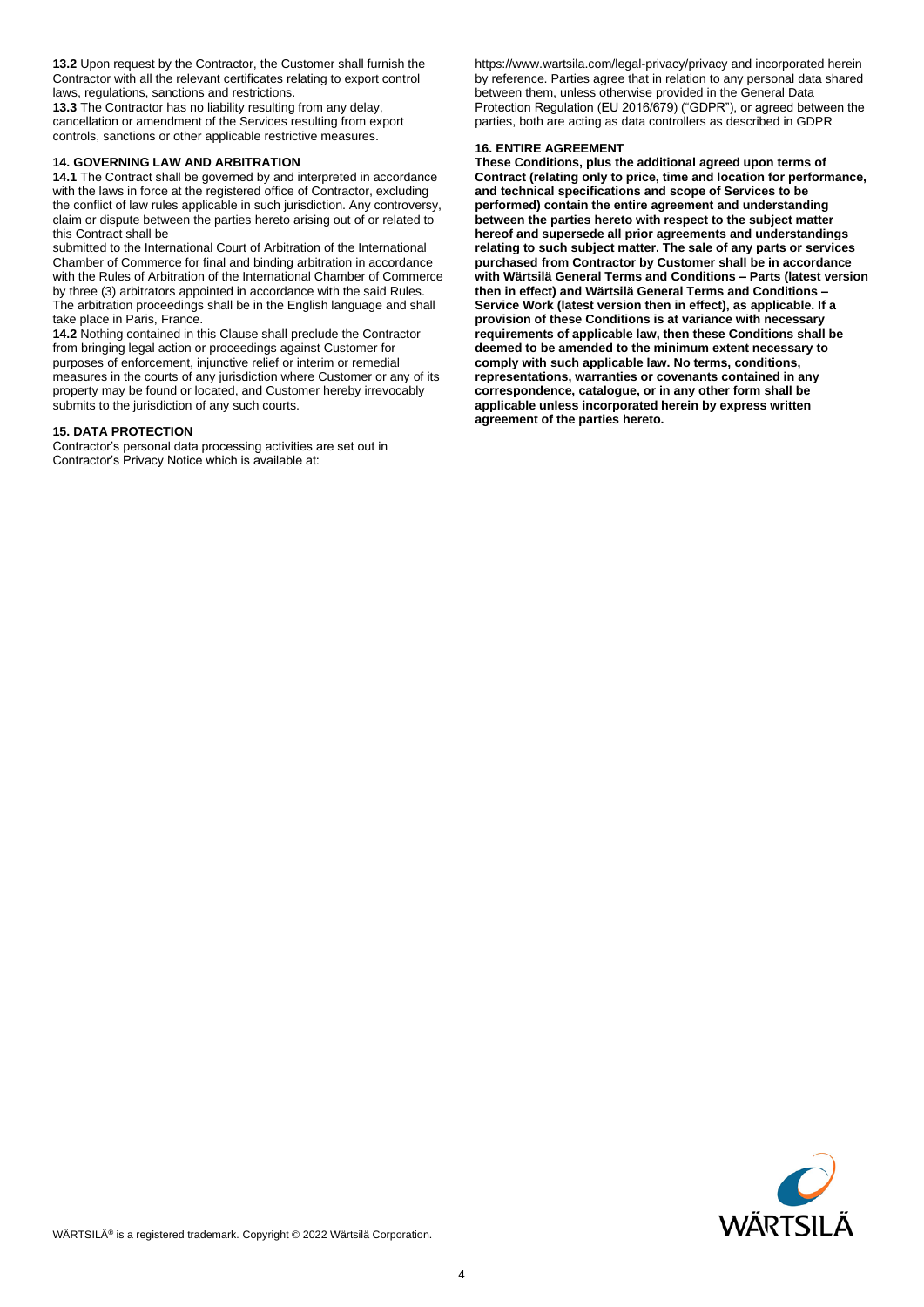**13.2** Upon request by the Contractor, the Customer shall furnish the Contractor with all the relevant certificates relating to export control laws, regulations, sanctions and restrictions.

**13.3** The Contractor has no liability resulting from any delay, cancellation or amendment of the Services resulting from export controls, sanctions or other applicable restrictive measures.

**14. GOVERNING LAW AND ARBITRATION**

**14.1** The Contract shall be governed by and interpreted in accordance with the laws in force at the registered office of Contractor, excluding the conflict of law rules applicable in such jurisdiction. Any controversy, claim or dispute between the parties hereto arising out of or related to this Contract shall be submitted to the International Court of Arbitration of the International Chamber of Commerce for final and binding arbitration in accordance with the Rules of Arbitration of the International Chamber of Commerce by three (3) arbitrators appointed in accordance with the said Rules. The arbitration proceedings shall be in the English language and shall take place in Paris, France.

**14.2** Nothing contained in this Clause shall preclude the Contractor from bringing legal action or proceedings against Customer for purposes of enforcement, injunctive relief or interim or remedial measures in the courts of any jurisdiction where Customer or any of its property may be found or located, and Customer hereby irrevocably submits to the jurisdiction of any such courts.

**15. DATA PROTECTION**

Contractor's personal data processing activities are set out in Contractor's Privacy Notice which is available at: https://www.wartsila.com/legal-privacy/privacy and incorporated herein by reference. Parties agree that in relation to any personal data shared between them, unless otherwise provided in the General Data Protection Regulation (EU 2016/679) ("GDPR"), or agreed between the parties, both are acting as data controllers as described in GDPR

**16. ENTIRE AGREEMENT**

**These Conditions, plus the additional agreed upon terms of Contract (relating only to price, time and location for performance, and technical specifications and scope of Services to be performed) contain the entire agreement and understanding between the parties hereto with respect to the subject matter hereof and supersede all prior agreements and understandings relating to such subject matter. The sale of any parts or services purchased from Contractor by Customer shall be in accordance with Wärtsilä General Terms and Conditions – Parts (latest version then in effect) and Wärtsilä General Terms and Conditions – Service Work (latest version then in effect), as applicable. If a provision of these Conditions is at variance with necessary requirements of applicable law, then these Conditions shall be deemed to be amended to the minimum extent necessary to comply with such applicable law. No terms, conditions, representations, warranties or covenants contained in any correspondence, catalogue, or in any other form shall be applicable unless incorporated herein by express written agreement of the parties hereto.**

WÄRTSILÄ® is a registered trademark. Copyright © 2022 Wärtsilä Corporation.